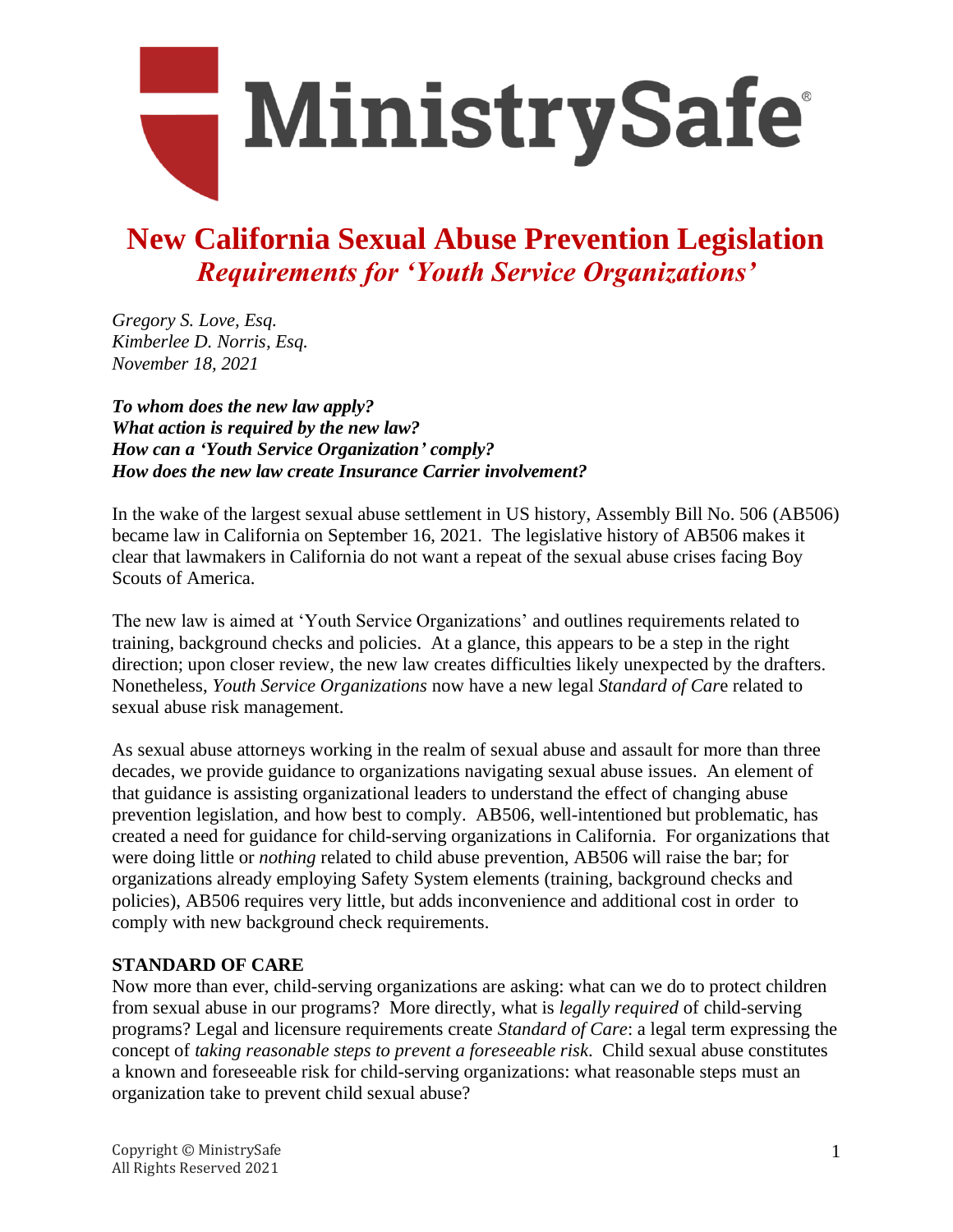# MinistrySafe®

# New California Sexual Abuse Prevention Legislation

## *Requirements for 'Youth Service Organizations'*

*Gregory S. Love, Esq.*
*Kimberlee D. Norris, Esq.*
*November 18, 2021*

***To whom does the new law apply?***
***What action is required by the new law?***
***How can a 'Youth Service Organization' comply?***
***How does the new law create Insurance Carrier involvement?***

In the wake of the largest sexual abuse settlement in US history, Assembly Bill No. 506 (AB506) became law in California on September 16, 2021. The legislative history of AB506 makes it clear that lawmakers in California do not want a repeat of the sexual abuse crises facing Boy Scouts of America.

The new law is aimed at 'Youth Service Organizations' and outlines requirements related to training, background checks and policies. At a glance, this appears to be a step in the right direction; upon closer review, the new law creates difficulties likely unexpected by the drafters. Nonetheless, *Youth Service Organizations* now have a new legal *Standard of Care* related to sexual abuse risk management.

As sexual abuse attorneys working in the realm of sexual abuse and assault for more than three decades, we provide guidance to organizations navigating sexual abuse issues. An element of that guidance is assisting organizational leaders to understand the effect of changing abuse prevention legislation, and how best to comply. AB506, well-intentioned but problematic, has created a need for guidance for child-serving organizations in California. For organizations that were doing little or *nothing* related to child abuse prevention, AB506 will raise the bar; for organizations already employing Safety System elements (training, background checks and policies), AB506 requires very little, but adds inconvenience and additional cost in order to comply with new background check requirements.

**STANDARD OF CARE**

Now more than ever, child-serving organizations are asking: what can we do to protect children from sexual abuse in our programs? More directly, what is *legally required* of child-serving programs? Legal and licensure requirements create *Standard of Care*: a legal term expressing the concept of *taking reasonable steps to prevent a foreseeable risk.* Child sexual abuse constitutes a known and foreseeable risk for child-serving organizations: what reasonable steps must an organization take to prevent child sexual abuse?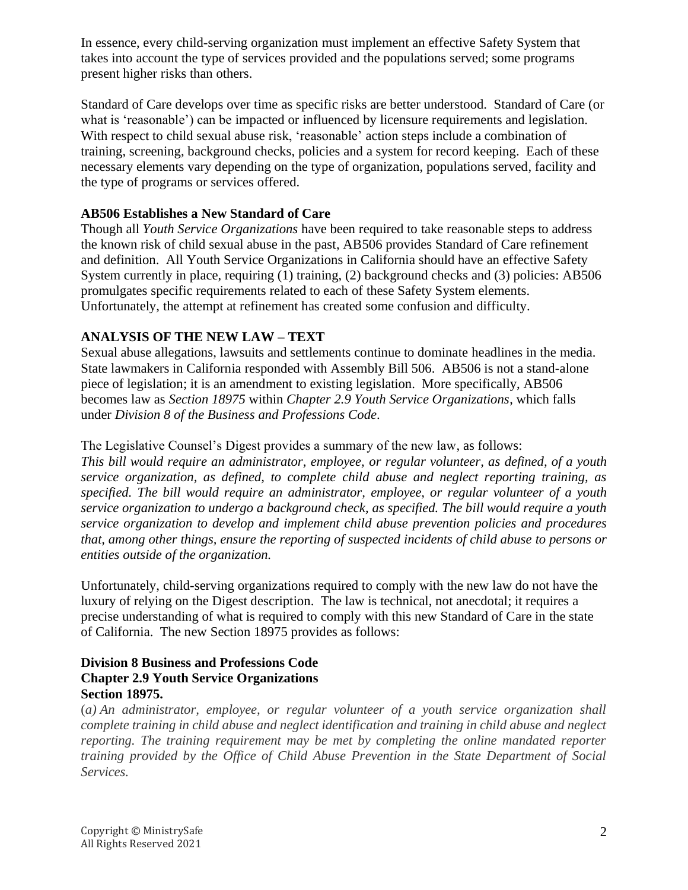In essence, every child-serving organization must implement an effective Safety System that takes into account the type of services provided and the populations served; some programs present higher risks than others.

Standard of Care develops over time as specific risks are better understood. Standard of Care (or what is 'reasonable') can be impacted or influenced by licensure requirements and legislation. With respect to child sexual abuse risk, 'reasonable' action steps include a combination of training, screening, background checks, policies and a system for record keeping. Each of these necessary elements vary depending on the type of organization, populations served, facility and the type of programs or services offered.

**AB506 Establishes a New Standard of Care**

Though all *Youth Service Organizations* have been required to take reasonable steps to address the known risk of child sexual abuse in the past, AB506 provides Standard of Care refinement and definition. All Youth Service Organizations in California should have an effective Safety System currently in place, requiring (1) training, (2) background checks and (3) policies: AB506 promulgates specific requirements related to each of these Safety System elements. Unfortunately, the attempt at refinement has created some confusion and difficulty.

**ANALYSIS OF THE NEW LAW – TEXT**

Sexual abuse allegations, lawsuits and settlements continue to dominate headlines in the media. State lawmakers in California responded with Assembly Bill 506. AB506 is not a stand-alone piece of legislation; it is an amendment to existing legislation. More specifically, AB506 becomes law as *Section 18975* within *Chapter 2.9 Youth Service Organizations*, which falls under *Division 8 of the Business and Professions Code*.

The Legislative Counsel's Digest provides a summary of the new law, as follows:
*This bill would require an administrator, employee, or regular volunteer, as defined, of a youth service organization, as defined, to complete child abuse and neglect reporting training, as specified. The bill would require an administrator, employee, or regular volunteer of a youth service organization to undergo a background check, as specified. The bill would require a youth service organization to develop and implement child abuse prevention policies and procedures that, among other things, ensure the reporting of suspected incidents of child abuse to persons or entities outside of the organization.*

Unfortunately, child-serving organizations required to comply with the new law do not have the luxury of relying on the Digest description. The law is technical, not anecdotal; it requires a precise understanding of what is required to comply with this new Standard of Care in the state of California. The new Section 18975 provides as follows:

**Division 8 Business and Professions Code**
**Chapter 2.9 Youth Service Organizations**
**Section 18975.**

(*a) An administrator, employee, or regular volunteer of a youth service organization shall complete training in child abuse and neglect identification and training in child abuse and neglect reporting. The training requirement may be met by completing the online mandated reporter training provided by the Office of Child Abuse Prevention in the State Department of Social Services.*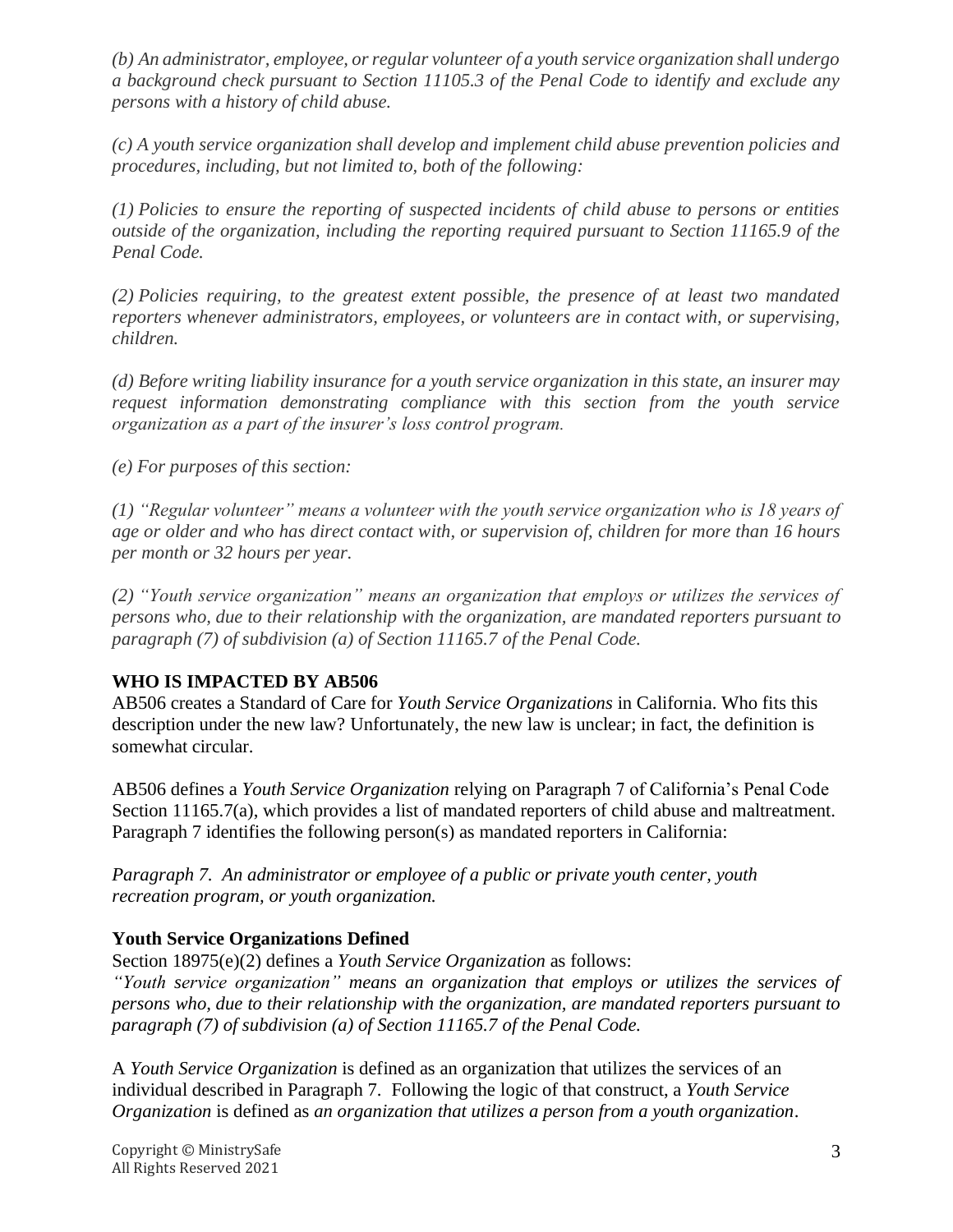*(b) An administrator, employee, or regular volunteer of a youth service organization shall undergo a background check pursuant to Section 11105.3 of the Penal Code to identify and exclude any persons with a history of child abuse.*

*(c) A youth service organization shall develop and implement child abuse prevention policies and procedures, including, but not limited to, both of the following:*

*(1) Policies to ensure the reporting of suspected incidents of child abuse to persons or entities outside of the organization, including the reporting required pursuant to Section 11165.9 of the Penal Code.*

*(2) Policies requiring, to the greatest extent possible, the presence of at least two mandated reporters whenever administrators, employees, or volunteers are in contact with, or supervising, children.*

*(d) Before writing liability insurance for a youth service organization in this state, an insurer may request information demonstrating compliance with this section from the youth service organization as a part of the insurer's loss control program.*

*(e) For purposes of this section:*

*(1) "Regular volunteer" means a volunteer with the youth service organization who is 18 years of age or older and who has direct contact with, or supervision of, children for more than 16 hours per month or 32 hours per year.*

*(2) "Youth service organization" means an organization that employs or utilizes the services of persons who, due to their relationship with the organization, are mandated reporters pursuant to paragraph (7) of subdivision (a) of Section 11165.7 of the Penal Code.*

## WHO IS IMPACTED BY AB506

AB506 creates a Standard of Care for *Youth Service Organizations* in California. Who fits this description under the new law? Unfortunately, the new law is unclear; in fact, the definition is somewhat circular.

AB506 defines a *Youth Service Organization* relying on Paragraph 7 of California's Penal Code Section 11165.7(a), which provides a list of mandated reporters of child abuse and maltreatment. Paragraph 7 identifies the following person(s) as mandated reporters in California:

*Paragraph 7. An administrator or employee of a public or private youth center, youth recreation program, or youth organization.*

### Youth Service Organizations Defined

Section 18975(e)(2) defines a *Youth Service Organization* as follows:

*"Youth service organization" means an organization that employs or utilizes the services of persons who, due to their relationship with the organization, are mandated reporters pursuant to paragraph (7) of subdivision (a) of Section 11165.7 of the Penal Code.*

A *Youth Service Organization* is defined as an organization that utilizes the services of an individual described in Paragraph 7. Following the logic of that construct, a *Youth Service Organization* is defined as *an organization that utilizes a person from a youth organization*.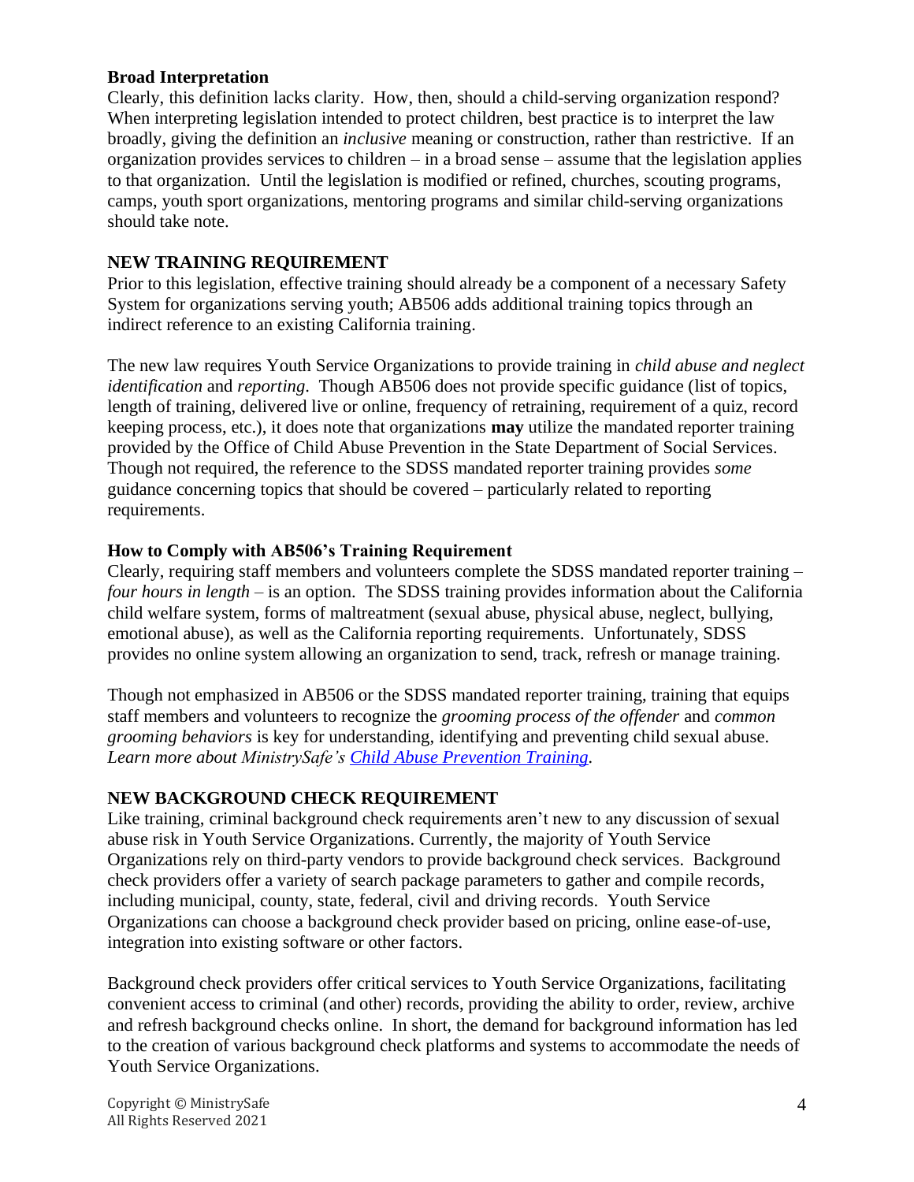### Broad Interpretation

Clearly, this definition lacks clarity. How, then, should a child-serving organization respond? When interpreting legislation intended to protect children, best practice is to interpret the law broadly, giving the definition an *inclusive* meaning or construction, rather than restrictive. If an organization provides services to children – in a broad sense – assume that the legislation applies to that organization. Until the legislation is modified or refined, churches, scouting programs, camps, youth sport organizations, mentoring programs and similar child-serving organizations should take note.

## NEW TRAINING REQUIREMENT

Prior to this legislation, effective training should already be a component of a necessary Safety System for organizations serving youth; AB506 adds additional training topics through an indirect reference to an existing California training.

The new law requires Youth Service Organizations to provide training in *child abuse and neglect identification* and *reporting*. Though AB506 does not provide specific guidance (list of topics, length of training, delivered live or online, frequency of retraining, requirement of a quiz, record keeping process, etc.), it does note that organizations **may** utilize the mandated reporter training provided by the Office of Child Abuse Prevention in the State Department of Social Services. Though not required, the reference to the SDSS mandated reporter training provides *some* guidance concerning topics that should be covered – particularly related to reporting requirements.

### How to Comply with AB506's Training Requirement

Clearly, requiring staff members and volunteers complete the SDSS mandated reporter training – *four hours in length* – is an option. The SDSS training provides information about the California child welfare system, forms of maltreatment (sexual abuse, physical abuse, neglect, bullying, emotional abuse), as well as the California reporting requirements. Unfortunately, SDSS provides no online system allowing an organization to send, track, refresh or manage training.

Though not emphasized in AB506 or the SDSS mandated reporter training, training that equips staff members and volunteers to recognize the *grooming process of the offender* and *common grooming behaviors* is key for understanding, identifying and preventing child sexual abuse. *Learn more about MinistrySafe's Child Abuse Prevention Training.*

## NEW BACKGROUND CHECK REQUIREMENT

Like training, criminal background check requirements aren't new to any discussion of sexual abuse risk in Youth Service Organizations. Currently, the majority of Youth Service Organizations rely on third-party vendors to provide background check services. Background check providers offer a variety of search package parameters to gather and compile records, including municipal, county, state, federal, civil and driving records. Youth Service Organizations can choose a background check provider based on pricing, online ease-of-use, integration into existing software or other factors.

Background check providers offer critical services to Youth Service Organizations, facilitating convenient access to criminal (and other) records, providing the ability to order, review, archive and refresh background checks online. In short, the demand for background information has led to the creation of various background check platforms and systems to accommodate the needs of Youth Service Organizations.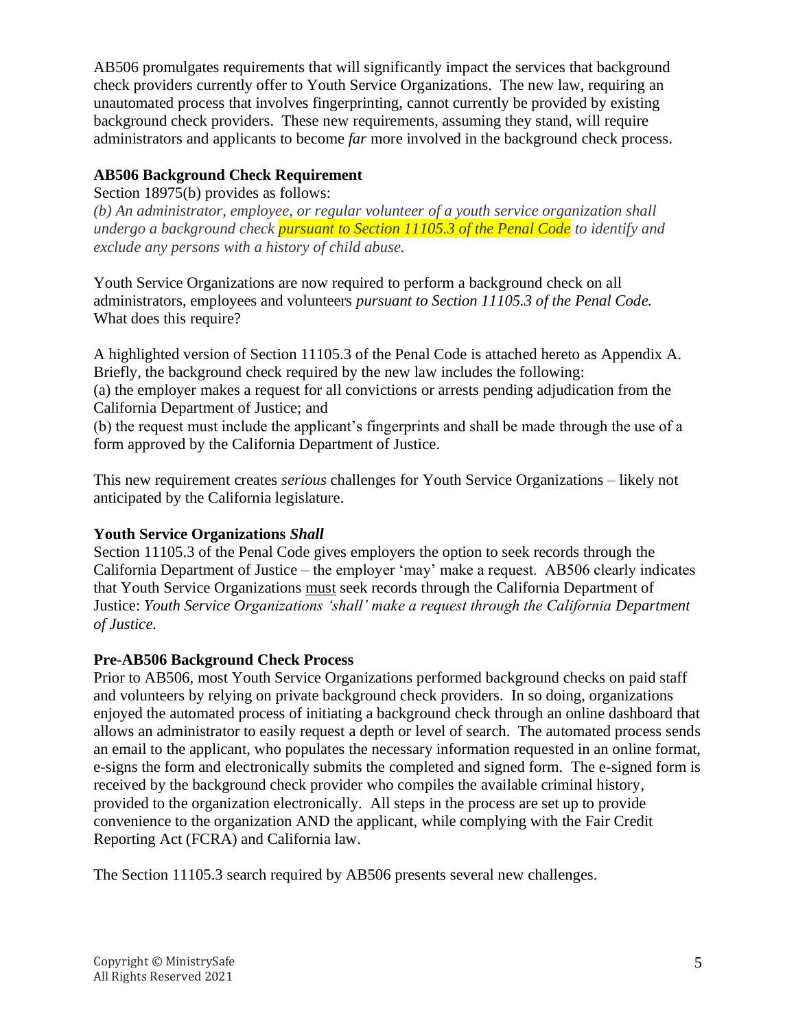AB506 promulgates requirements that will significantly impact the services that background check providers currently offer to Youth Service Organizations. The new law, requiring an unautomated process that involves fingerprinting, cannot currently be provided by existing background check providers. These new requirements, assuming they stand, will require administrators and applicants to become *far* more involved in the background check process.

**AB506 Background Check Requirement**

Section 18975(b) provides as follows:

*(b) An administrator, employee, or regular volunteer of a youth service organization shall undergo a background check* ***pursuant to Section 11105.3 of the Penal Code*** *to identify and exclude any persons with a history of child abuse.*

Youth Service Organizations are now required to perform a background check on all administrators, employees and volunteers *pursuant to Section 11105.3 of the Penal Code.* What does this require?

A highlighted version of Section 11105.3 of the Penal Code is attached hereto as Appendix A. Briefly, the background check required by the new law includes the following:

(a) the employer makes a request for all convictions or arrests pending adjudication from the California Department of Justice; and

(b) the request must include the applicant's fingerprints and shall be made through the use of a form approved by the California Department of Justice.

This new requirement creates *serious* challenges for Youth Service Organizations – likely not anticipated by the California legislature.

**Youth Service Organizations *Shall***

Section 11105.3 of the Penal Code gives employers the option to seek records through the California Department of Justice – the employer 'may' make a request. AB506 clearly indicates that Youth Service Organizations must seek records through the California Department of Justice: *Youth Service Organizations 'shall' make a request through the California Department of Justice.*

**Pre-AB506 Background Check Process**

Prior to AB506, most Youth Service Organizations performed background checks on paid staff and volunteers by relying on private background check providers. In so doing, organizations enjoyed the automated process of initiating a background check through an online dashboard that allows an administrator to easily request a depth or level of search. The automated process sends an email to the applicant, who populates the necessary information requested in an online format, e-signs the form and electronically submits the completed and signed form. The e-signed form is received by the background check provider who compiles the available criminal history, provided to the organization electronically. All steps in the process are set up to provide convenience to the organization AND the applicant, while complying with the Fair Credit Reporting Act (FCRA) and California law.

The Section 11105.3 search required by AB506 presents several new challenges.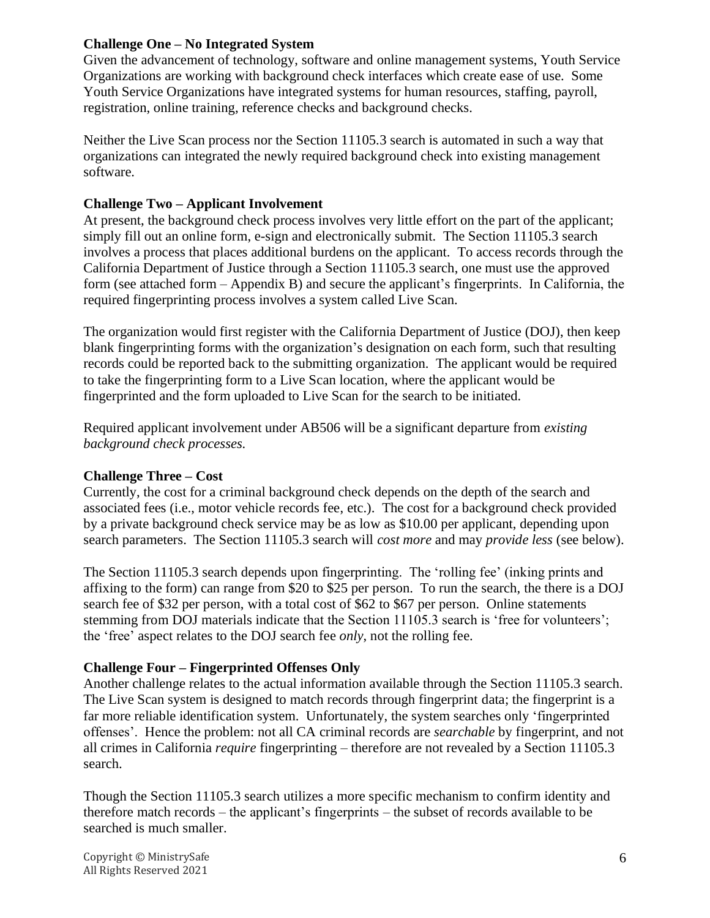**Challenge One – No Integrated System**

Given the advancement of technology, software and online management systems, Youth Service Organizations are working with background check interfaces which create ease of use. Some Youth Service Organizations have integrated systems for human resources, staffing, payroll, registration, online training, reference checks and background checks.

Neither the Live Scan process nor the Section 11105.3 search is automated in such a way that organizations can integrated the newly required background check into existing management software.

**Challenge Two – Applicant Involvement**

At present, the background check process involves very little effort on the part of the applicant; simply fill out an online form, e-sign and electronically submit. The Section 11105.3 search involves a process that places additional burdens on the applicant. To access records through the California Department of Justice through a Section 11105.3 search, one must use the approved form (see attached form – Appendix B) and secure the applicant's fingerprints. In California, the required fingerprinting process involves a system called Live Scan.

The organization would first register with the California Department of Justice (DOJ), then keep blank fingerprinting forms with the organization's designation on each form, such that resulting records could be reported back to the submitting organization. The applicant would be required to take the fingerprinting form to a Live Scan location, where the applicant would be fingerprinted and the form uploaded to Live Scan for the search to be initiated.

Required applicant involvement under AB506 will be a significant departure from *existing background check processes.*

**Challenge Three – Cost**

Currently, the cost for a criminal background check depends on the depth of the search and associated fees (i.e., motor vehicle records fee, etc.). The cost for a background check provided by a private background check service may be as low as $10.00 per applicant, depending upon search parameters. The Section 11105.3 search will *cost more* and may *provide less* (see below).

The Section 11105.3 search depends upon fingerprinting. The 'rolling fee' (inking prints and affixing to the form) can range from $20 to $25 per person. To run the search, the there is a DOJ search fee of $32 per person, with a total cost of $62 to $67 per person. Online statements stemming from DOJ materials indicate that the Section 11105.3 search is 'free for volunteers'; the 'free' aspect relates to the DOJ search fee *only*, not the rolling fee.

**Challenge Four – Fingerprinted Offenses Only**

Another challenge relates to the actual information available through the Section 11105.3 search. The Live Scan system is designed to match records through fingerprint data; the fingerprint is a far more reliable identification system. Unfortunately, the system searches only 'fingerprinted offenses'. Hence the problem: not all CA criminal records are *searchable* by fingerprint, and not all crimes in California *require* fingerprinting – therefore are not revealed by a Section 11105.3 search.

Though the Section 11105.3 search utilizes a more specific mechanism to confirm identity and therefore match records – the applicant's fingerprints – the subset of records available to be searched is much smaller.

Copyright © MinistrySafe
All Rights Reserved 2021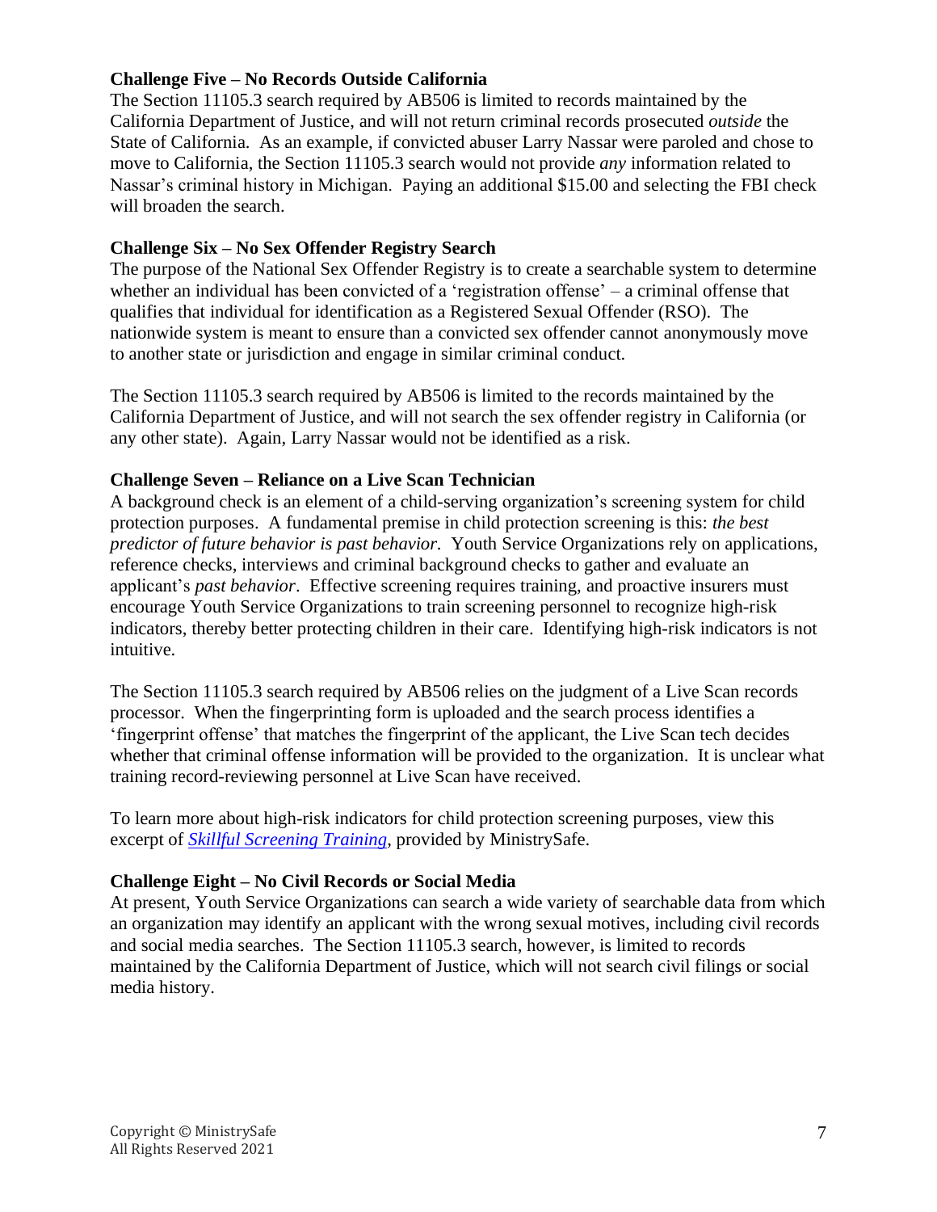**Challenge Five – No Records Outside California**

The Section 11105.3 search required by AB506 is limited to records maintained by the California Department of Justice, and will not return criminal records prosecuted *outside* the State of California. As an example, if convicted abuser Larry Nassar were paroled and chose to move to California, the Section 11105.3 search would not provide *any* information related to Nassar's criminal history in Michigan. Paying an additional $15.00 and selecting the FBI check will broaden the search.

**Challenge Six – No Sex Offender Registry Search**

The purpose of the National Sex Offender Registry is to create a searchable system to determine whether an individual has been convicted of a 'registration offense' – a criminal offense that qualifies that individual for identification as a Registered Sexual Offender (RSO). The nationwide system is meant to ensure than a convicted sex offender cannot anonymously move to another state or jurisdiction and engage in similar criminal conduct.

The Section 11105.3 search required by AB506 is limited to the records maintained by the California Department of Justice, and will not search the sex offender registry in California (or any other state). Again, Larry Nassar would not be identified as a risk.

**Challenge Seven – Reliance on a Live Scan Technician**

A background check is an element of a child-serving organization's screening system for child protection purposes. A fundamental premise in child protection screening is this: *the best predictor of future behavior is past behavior.* Youth Service Organizations rely on applications, reference checks, interviews and criminal background checks to gather and evaluate an applicant's *past behavior*. Effective screening requires training, and proactive insurers must encourage Youth Service Organizations to train screening personnel to recognize high-risk indicators, thereby better protecting children in their care. Identifying high-risk indicators is not intuitive.

The Section 11105.3 search required by AB506 relies on the judgment of a Live Scan records processor. When the fingerprinting form is uploaded and the search process identifies a 'fingerprint offense' that matches the fingerprint of the applicant, the Live Scan tech decides whether that criminal offense information will be provided to the organization. It is unclear what training record-reviewing personnel at Live Scan have received.

To learn more about high-risk indicators for child protection screening purposes, view this excerpt of *Skillful Screening Training*, provided by MinistrySafe.

**Challenge Eight – No Civil Records or Social Media**

At present, Youth Service Organizations can search a wide variety of searchable data from which an organization may identify an applicant with the wrong sexual motives, including civil records and social media searches. The Section 11105.3 search, however, is limited to records maintained by the California Department of Justice, which will not search civil filings or social media history.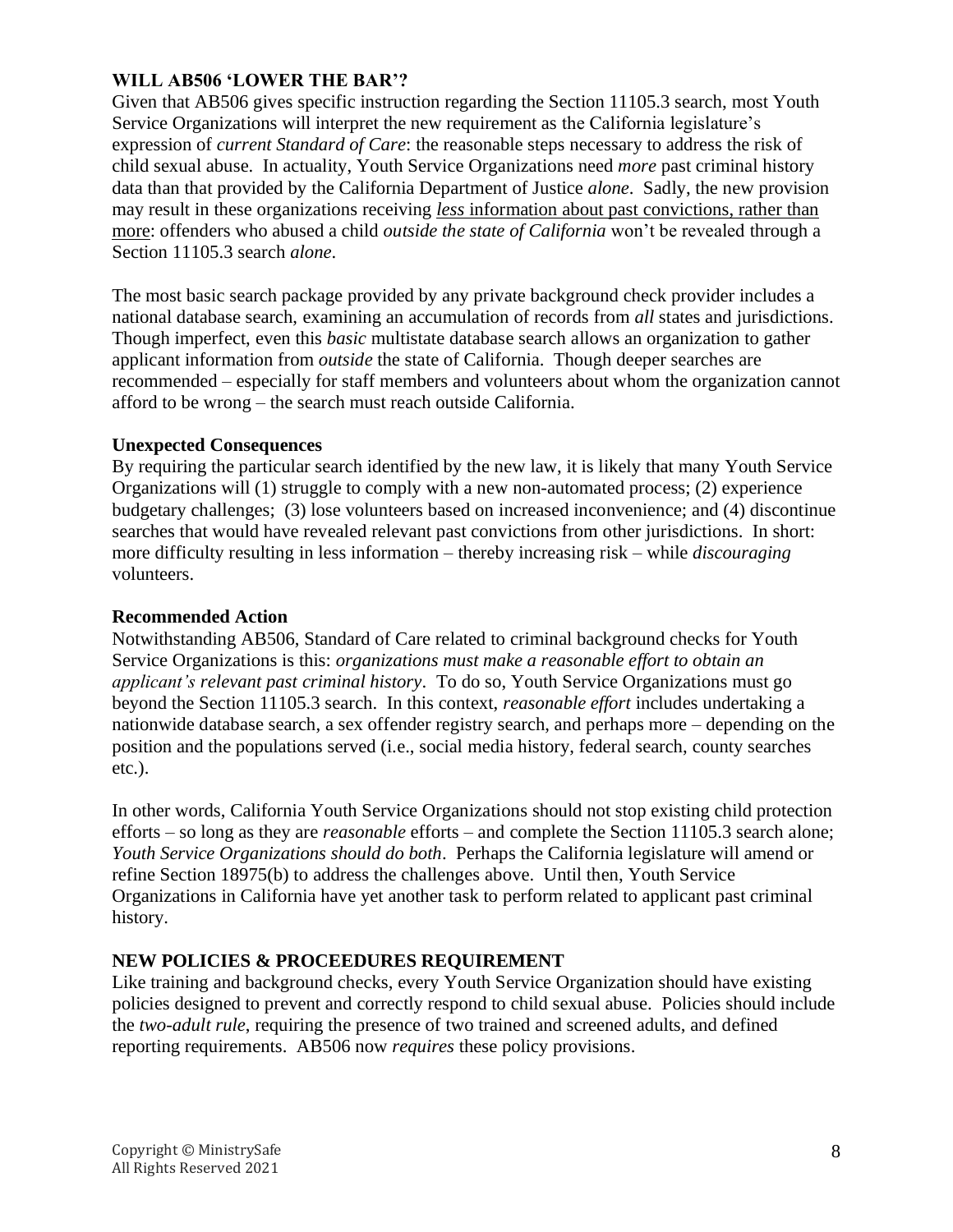### WILL AB506 'LOWER THE BAR'?

Given that AB506 gives specific instruction regarding the Section 11105.3 search, most Youth Service Organizations will interpret the new requirement as the California legislature's expression of *current Standard of Care*: the reasonable steps necessary to address the risk of child sexual abuse. In actuality, Youth Service Organizations need *more* past criminal history data than that provided by the California Department of Justice *alone*. Sadly, the new provision may result in these organizations receiving <u>*less* information about past convictions, rather than more</u>: offenders who abused a child *outside the state of California* won't be revealed through a Section 11105.3 search *alone*.

The most basic search package provided by any private background check provider includes a national database search, examining an accumulation of records from *all* states and jurisdictions. Though imperfect, even this *basic* multistate database search allows an organization to gather applicant information from *outside* the state of California. Though deeper searches are recommended – especially for staff members and volunteers about whom the organization cannot afford to be wrong – the search must reach outside California.

#### Unexpected Consequences

By requiring the particular search identified by the new law, it is likely that many Youth Service Organizations will (1) struggle to comply with a new non-automated process; (2) experience budgetary challenges; (3) lose volunteers based on increased inconvenience; and (4) discontinue searches that would have revealed relevant past convictions from other jurisdictions. In short: more difficulty resulting in less information – thereby increasing risk – while *discouraging* volunteers.

#### Recommended Action

Notwithstanding AB506, Standard of Care related to criminal background checks for Youth Service Organizations is this: *organizations must make a reasonable effort to obtain an applicant's relevant past criminal history*. To do so, Youth Service Organizations must go beyond the Section 11105.3 search. In this context, *reasonable effort* includes undertaking a nationwide database search, a sex offender registry search, and perhaps more – depending on the position and the populations served (i.e., social media history, federal search, county searches etc.).

In other words, California Youth Service Organizations should not stop existing child protection efforts – so long as they are *reasonable* efforts – and complete the Section 11105.3 search alone; *Youth Service Organizations should do both*. Perhaps the California legislature will amend or refine Section 18975(b) to address the challenges above. Until then, Youth Service Organizations in California have yet another task to perform related to applicant past criminal history.

### NEW POLICIES & PROCEEDURES REQUIREMENT

Like training and background checks, every Youth Service Organization should have existing policies designed to prevent and correctly respond to child sexual abuse. Policies should include the *two-adult rule*, requiring the presence of two trained and screened adults, and defined reporting requirements. AB506 now *requires* these policy provisions.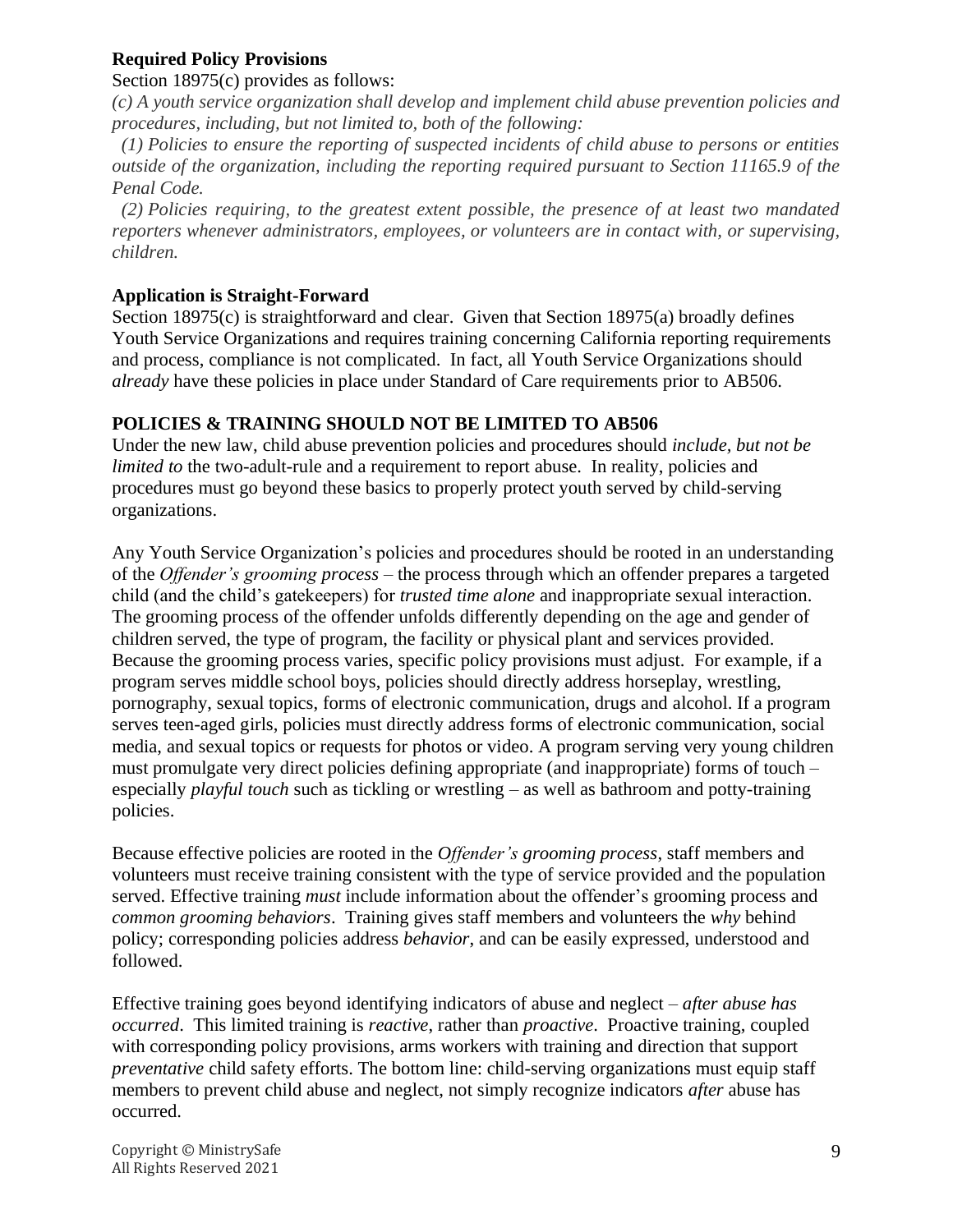**Required Policy Provisions**

Section 18975(c) provides as follows:

*(c) A youth service organization shall develop and implement child abuse prevention policies and procedures, including, but not limited to, both of the following:*

*(1) Policies to ensure the reporting of suspected incidents of child abuse to persons or entities outside of the organization, including the reporting required pursuant to Section 11165.9 of the Penal Code.*

*(2) Policies requiring, to the greatest extent possible, the presence of at least two mandated reporters whenever administrators, employees, or volunteers are in contact with, or supervising, children.*

**Application is Straight-Forward**

Section 18975(c) is straightforward and clear. Given that Section 18975(a) broadly defines Youth Service Organizations and requires training concerning California reporting requirements and process, compliance is not complicated. In fact, all Youth Service Organizations should *already* have these policies in place under Standard of Care requirements prior to AB506.

**POLICIES & TRAINING SHOULD NOT BE LIMITED TO AB506**

Under the new law, child abuse prevention policies and procedures should *include, but not be limited to* the two-adult-rule and a requirement to report abuse. In reality, policies and procedures must go beyond these basics to properly protect youth served by child-serving organizations.

Any Youth Service Organization's policies and procedures should be rooted in an understanding of the *Offender's grooming process* – the process through which an offender prepares a targeted child (and the child's gatekeepers) for *trusted time alone* and inappropriate sexual interaction. The grooming process of the offender unfolds differently depending on the age and gender of children served, the type of program, the facility or physical plant and services provided. Because the grooming process varies, specific policy provisions must adjust. For example, if a program serves middle school boys, policies should directly address horseplay, wrestling, pornography, sexual topics, forms of electronic communication, drugs and alcohol. If a program serves teen-aged girls, policies must directly address forms of electronic communication, social media, and sexual topics or requests for photos or video. A program serving very young children must promulgate very direct policies defining appropriate (and inappropriate) forms of touch – especially *playful touch* such as tickling or wrestling – as well as bathroom and potty-training policies.

Because effective policies are rooted in the *Offender's grooming process*, staff members and volunteers must receive training consistent with the type of service provided and the population served. Effective training *must* include information about the offender's grooming process and *common grooming behaviors*. Training gives staff members and volunteers the *why* behind policy; corresponding policies address *behavior*, and can be easily expressed, understood and followed.

Effective training goes beyond identifying indicators of abuse and neglect – *after abuse has occurred*. This limited training is *reactive*, rather than *proactive*. Proactive training, coupled with corresponding policy provisions, arms workers with training and direction that support *preventative* child safety efforts. The bottom line: child-serving organizations must equip staff members to prevent child abuse and neglect, not simply recognize indicators *after* abuse has occurred.

Copyright © MinistrySafe
All Rights Reserved 2021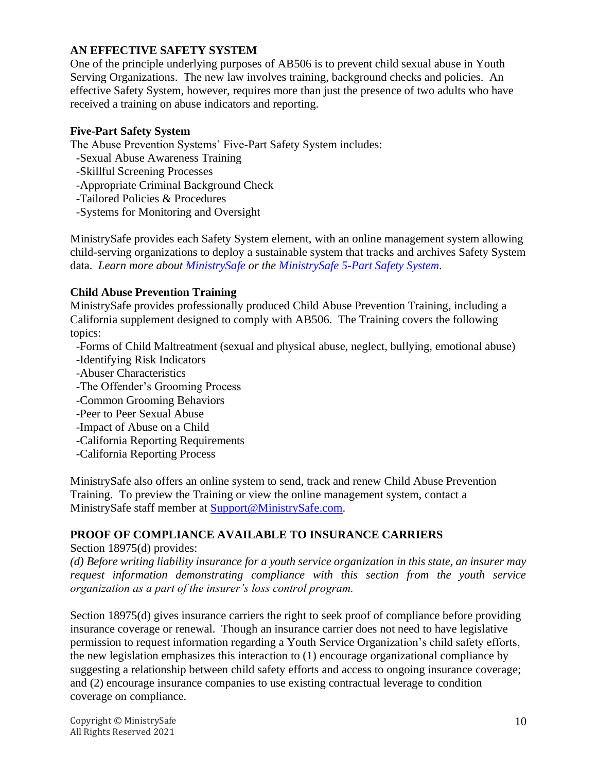## AN EFFECTIVE SAFETY SYSTEM

One of the principle underlying purposes of AB506 is to prevent child sexual abuse in Youth Serving Organizations. The new law involves training, background checks and policies. An effective Safety System, however, requires more than just the presence of two adults who have received a training on abuse indicators and reporting.

### Five-Part Safety System

The Abuse Prevention Systems' Five-Part Safety System includes:

- Sexual Abuse Awareness Training
- Skillful Screening Processes
- Appropriate Criminal Background Check
- Tailored Policies & Procedures
- Systems for Monitoring and Oversight

MinistrySafe provides each Safety System element, with an online management system allowing child-serving organizations to deploy a sustainable system that tracks and archives Safety System data. *Learn more about MinistrySafe or the MinistrySafe 5-Part Safety System.*

### Child Abuse Prevention Training

MinistrySafe provides professionally produced Child Abuse Prevention Training, including a California supplement designed to comply with AB506. The Training covers the following topics:

- Forms of Child Maltreatment (sexual and physical abuse, neglect, bullying, emotional abuse)
- Identifying Risk Indicators
- Abuser Characteristics
- The Offender's Grooming Process
- Common Grooming Behaviors
- Peer to Peer Sexual Abuse
- Impact of Abuse on a Child
- California Reporting Requirements
- California Reporting Process

MinistrySafe also offers an online system to send, track and renew Child Abuse Prevention Training. To preview the Training or view the online management system, contact a MinistrySafe staff member at Support@MinistrySafe.com.

## PROOF OF COMPLIANCE AVAILABLE TO INSURANCE CARRIERS

Section 18975(d) provides:

*(d) Before writing liability insurance for a youth service organization in this state, an insurer may request information demonstrating compliance with this section from the youth service organization as a part of the insurer's loss control program.*

Section 18975(d) gives insurance carriers the right to seek proof of compliance before providing insurance coverage or renewal. Though an insurance carrier does not need to have legislative permission to request information regarding a Youth Service Organization's child safety efforts, the new legislation emphasizes this interaction to (1) encourage organizational compliance by suggesting a relationship between child safety efforts and access to ongoing insurance coverage; and (2) encourage insurance companies to use existing contractual leverage to condition coverage on compliance.

Copyright © MinistrySafe
All Rights Reserved 2021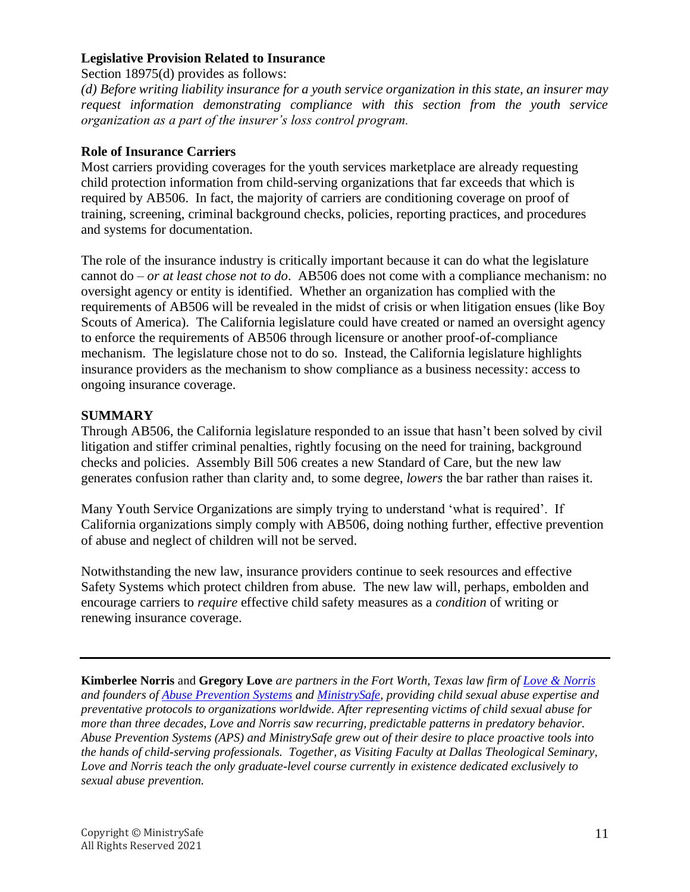### Legislative Provision Related to Insurance

Section 18975(d) provides as follows:

*(d) Before writing liability insurance for a youth service organization in this state, an insurer may request information demonstrating compliance with this section from the youth service organization as a part of the insurer's loss control program.*

### Role of Insurance Carriers

Most carriers providing coverages for the youth services marketplace are already requesting child protection information from child-serving organizations that far exceeds that which is required by AB506. In fact, the majority of carriers are conditioning coverage on proof of training, screening, criminal background checks, policies, reporting practices, and procedures and systems for documentation.

The role of the insurance industry is critically important because it can do what the legislature cannot do – *or at least chose not to do*. AB506 does not come with a compliance mechanism: no oversight agency or entity is identified. Whether an organization has complied with the requirements of AB506 will be revealed in the midst of crisis or when litigation ensues (like Boy Scouts of America). The California legislature could have created or named an oversight agency to enforce the requirements of AB506 through licensure or another proof-of-compliance mechanism. The legislature chose not to do so. Instead, the California legislature highlights insurance providers as the mechanism to show compliance as a business necessity: access to ongoing insurance coverage.

### SUMMARY

Through AB506, the California legislature responded to an issue that hasn't been solved by civil litigation and stiffer criminal penalties, rightly focusing on the need for training, background checks and policies. Assembly Bill 506 creates a new Standard of Care, but the new law generates confusion rather than clarity and, to some degree, *lowers* the bar rather than raises it.

Many Youth Service Organizations are simply trying to understand 'what is required'. If California organizations simply comply with AB506, doing nothing further, effective prevention of abuse and neglect of children will not be served.

Notwithstanding the new law, insurance providers continue to seek resources and effective Safety Systems which protect children from abuse. The new law will, perhaps, embolden and encourage carriers to *require* effective child safety measures as a *condition* of writing or renewing insurance coverage.

---

**Kimberlee Norris** and **Gregory Love** *are partners in the Fort Worth, Texas law firm of Love & Norris and founders of Abuse Prevention Systems and MinistrySafe, providing child sexual abuse expertise and preventative protocols to organizations worldwide. After representing victims of child sexual abuse for more than three decades, Love and Norris saw recurring, predictable patterns in predatory behavior. Abuse Prevention Systems (APS) and MinistrySafe grew out of their desire to place proactive tools into the hands of child-serving professionals. Together, as Visiting Faculty at Dallas Theological Seminary, Love and Norris teach the only graduate-level course currently in existence dedicated exclusively to sexual abuse prevention.*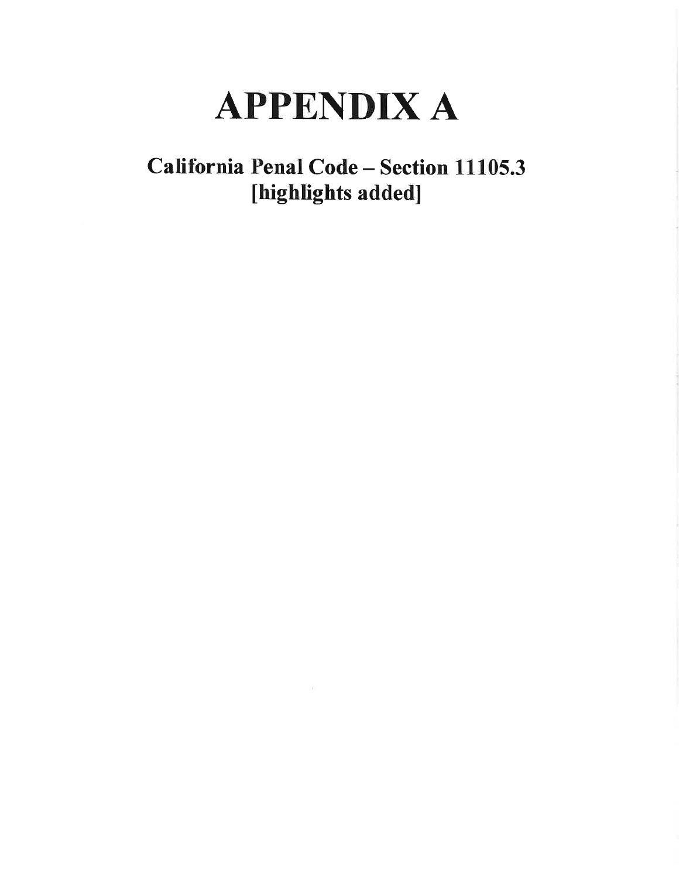# APPENDIX A

## California Penal Code – Section 11105.3 [highlights added]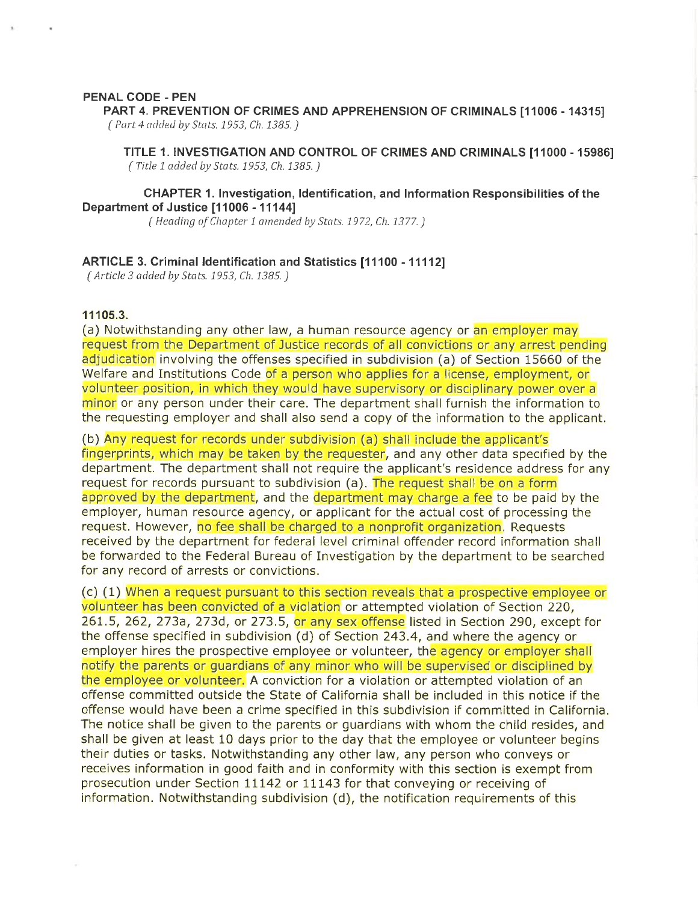**PENAL CODE - PEN**

**PART 4. PREVENTION OF CRIMES AND APPREHENSION OF CRIMINALS [11006 - 14315]**

*( Part 4 added by Stats. 1953, Ch. 1385. )*

**TITLE 1. INVESTIGATION AND CONTROL OF CRIMES AND CRIMINALS [11000 - 15986]**

*( Title 1 added by Stats. 1953, Ch. 1385. )*

**CHAPTER 1. Investigation, Identification, and Information Responsibilities of the Department of Justice [11006 - 11144]**

*( Heading of Chapter 1 amended by Stats. 1972, Ch. 1377. )*

**ARTICLE 3. Criminal Identification and Statistics [11100 - 11112]**

*( Article 3 added by Stats. 1953, Ch. 1385. )*

**11105.3.**

(a) Notwithstanding any other law, a human resource agency or an employer may request from the Department of Justice records of all convictions or any arrest pending adjudication involving the offenses specified in subdivision (a) of Section 15660 of the Welfare and Institutions Code of a person who applies for a license, employment, or volunteer position, in which they would have supervisory or disciplinary power over a minor or any person under their care. The department shall furnish the information to the requesting employer and shall also send a copy of the information to the applicant.

(b) Any request for records under subdivision (a) shall include the applicant's fingerprints, which may be taken by the requester, and any other data specified by the department. The department shall not require the applicant's residence address for any request for records pursuant to subdivision (a). The request shall be on a form approved by the department, and the department may charge a fee to be paid by the employer, human resource agency, or applicant for the actual cost of processing the request. However, no fee shall be charged to a nonprofit organization. Requests received by the department for federal level criminal offender record information shall be forwarded to the Federal Bureau of Investigation by the department to be searched for any record of arrests or convictions.

(c) (1) When a request pursuant to this section reveals that a prospective employee or volunteer has been convicted of a violation or attempted violation of Section 220, 261.5, 262, 273a, 273d, or 273.5, or any sex offense listed in Section 290, except for the offense specified in subdivision (d) of Section 243.4, and where the agency or employer hires the prospective employee or volunteer, the agency or employer shall notify the parents or guardians of any minor who will be supervised or disciplined by the employee or volunteer. A conviction for a violation or attempted violation of an offense committed outside the State of California shall be included in this notice if the offense would have been a crime specified in this subdivision if committed in California. The notice shall be given to the parents or guardians with whom the child resides, and shall be given at least 10 days prior to the day that the employee or volunteer begins their duties or tasks. Notwithstanding any other law, any person who conveys or receives information in good faith and in conformity with this section is exempt from prosecution under Section 11142 or 11143 for that conveying or receiving of information. Notwithstanding subdivision (d), the notification requirements of this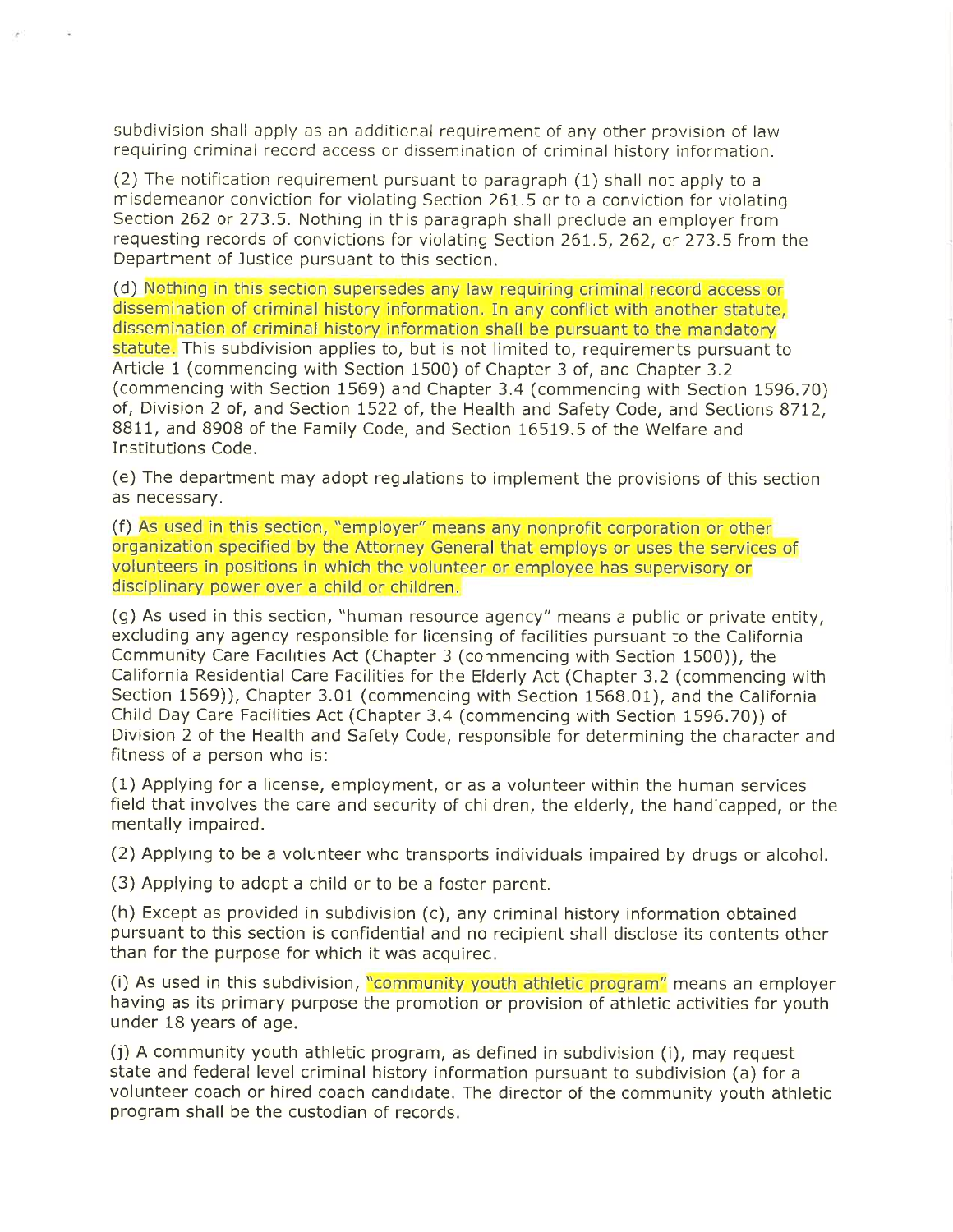subdivision shall apply as an additional requirement of any other provision of law requiring criminal record access or dissemination of criminal history information.

(2) The notification requirement pursuant to paragraph (1) shall not apply to a misdemeanor conviction for violating Section 261.5 or to a conviction for violating Section 262 or 273.5. Nothing in this paragraph shall preclude an employer from requesting records of convictions for violating Section 261.5, 262, or 273.5 from the Department of Justice pursuant to this section.

(d) Nothing in this section supersedes any law requiring criminal record access or dissemination of criminal history information. In any conflict with another statute, dissemination of criminal history information shall be pursuant to the mandatory statute. This subdivision applies to, but is not limited to, requirements pursuant to Article 1 (commencing with Section 1500) of Chapter 3 of, and Chapter 3.2 (commencing with Section 1569) and Chapter 3.4 (commencing with Section 1596.70) of, Division 2 of, and Section 1522 of, the Health and Safety Code, and Sections 8712, 8811, and 8908 of the Family Code, and Section 16519.5 of the Welfare and Institutions Code.

(e) The department may adopt regulations to implement the provisions of this section as necessary.

(f) As used in this section, "employer" means any nonprofit corporation or other organization specified by the Attorney General that employs or uses the services of volunteers in positions in which the volunteer or employee has supervisory or disciplinary power over a child or children.

(g) As used in this section, "human resource agency" means a public or private entity, excluding any agency responsible for licensing of facilities pursuant to the California Community Care Facilities Act (Chapter 3 (commencing with Section 1500)), the California Residential Care Facilities for the Elderly Act (Chapter 3.2 (commencing with Section 1569)), Chapter 3.01 (commencing with Section 1568.01), and the California Child Day Care Facilities Act (Chapter 3.4 (commencing with Section 1596.70)) of Division 2 of the Health and Safety Code, responsible for determining the character and fitness of a person who is:

(1) Applying for a license, employment, or as a volunteer within the human services field that involves the care and security of children, the elderly, the handicapped, or the mentally impaired.

(2) Applying to be a volunteer who transports individuals impaired by drugs or alcohol.

(3) Applying to adopt a child or to be a foster parent.

(h) Except as provided in subdivision (c), any criminal history information obtained pursuant to this section is confidential and no recipient shall disclose its contents other than for the purpose for which it was acquired.

(i) As used in this subdivision, "community youth athletic program" means an employer having as its primary purpose the promotion or provision of athletic activities for youth under 18 years of age.

(j) A community youth athletic program, as defined in subdivision (i), may request state and federal level criminal history information pursuant to subdivision (a) for a volunteer coach or hired coach candidate. The director of the community youth athletic program shall be the custodian of records.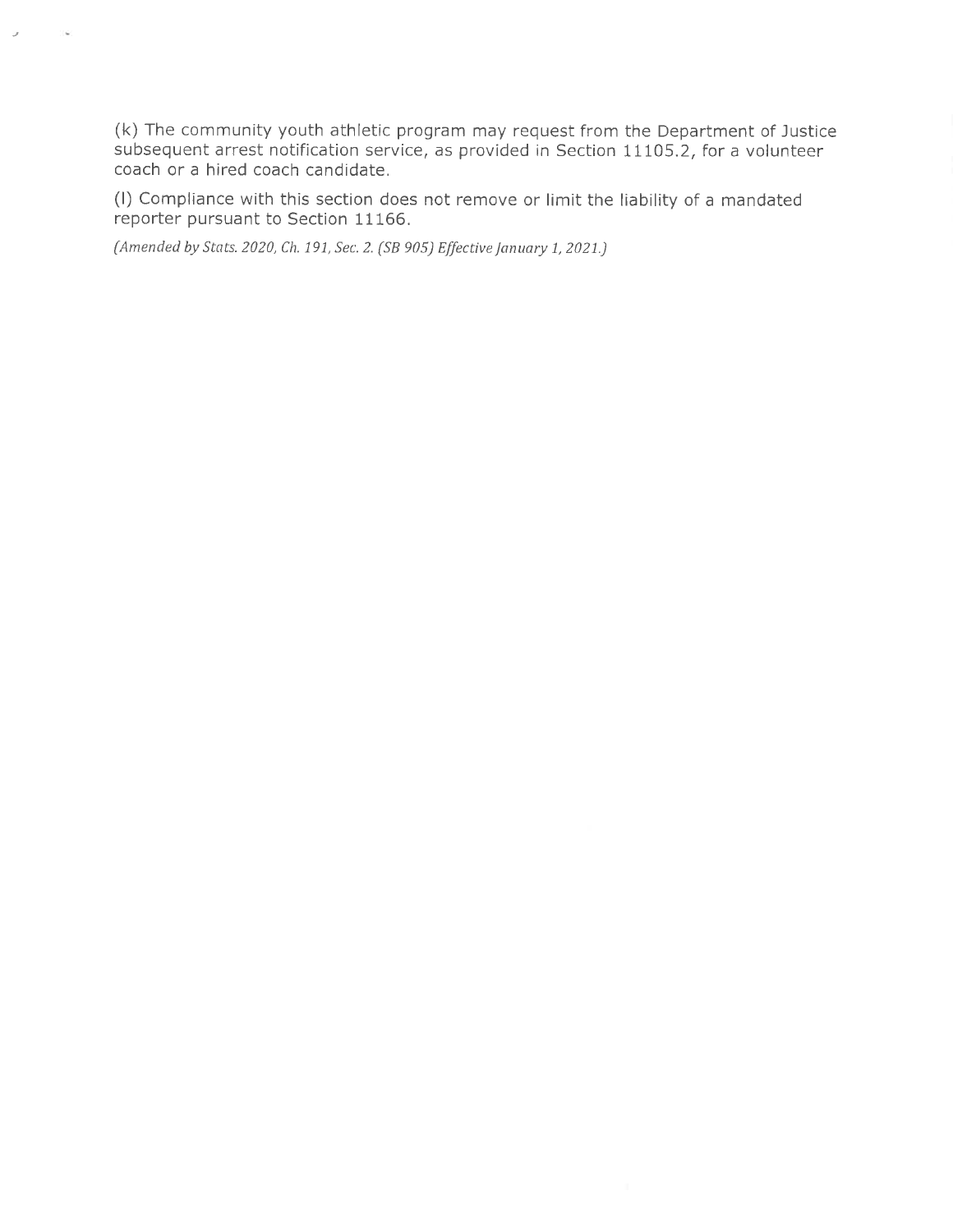(k) The community youth athletic program may request from the Department of Justice subsequent arrest notification service, as provided in Section 11105.2, for a volunteer coach or a hired coach candidate.

(l) Compliance with this section does not remove or limit the liability of a mandated reporter pursuant to Section 11166.

*(Amended by Stats. 2020, Ch. 191, Sec. 2. (SB 905) Effective January 1, 2021.)*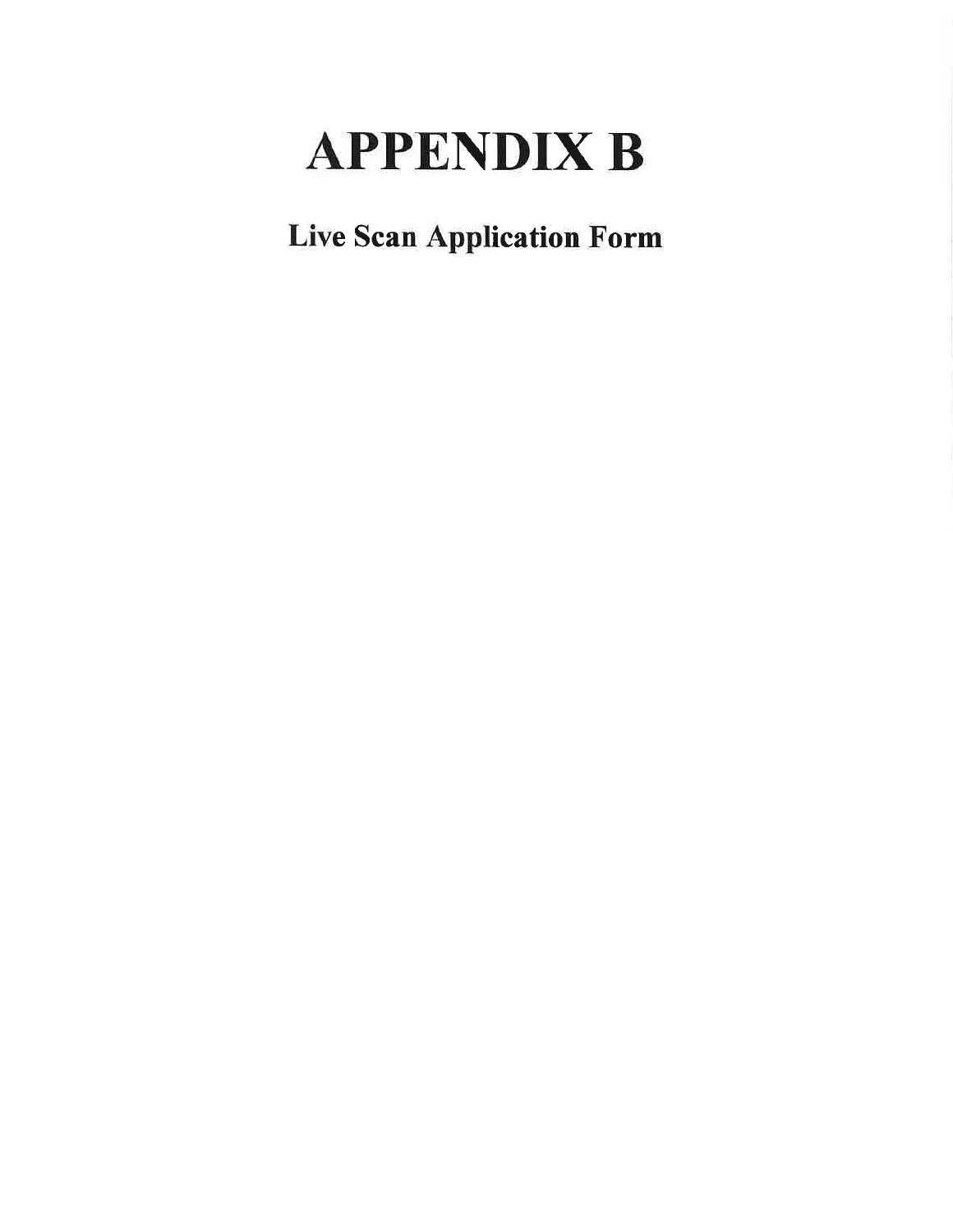# APPENDIX B

## Live Scan Application Form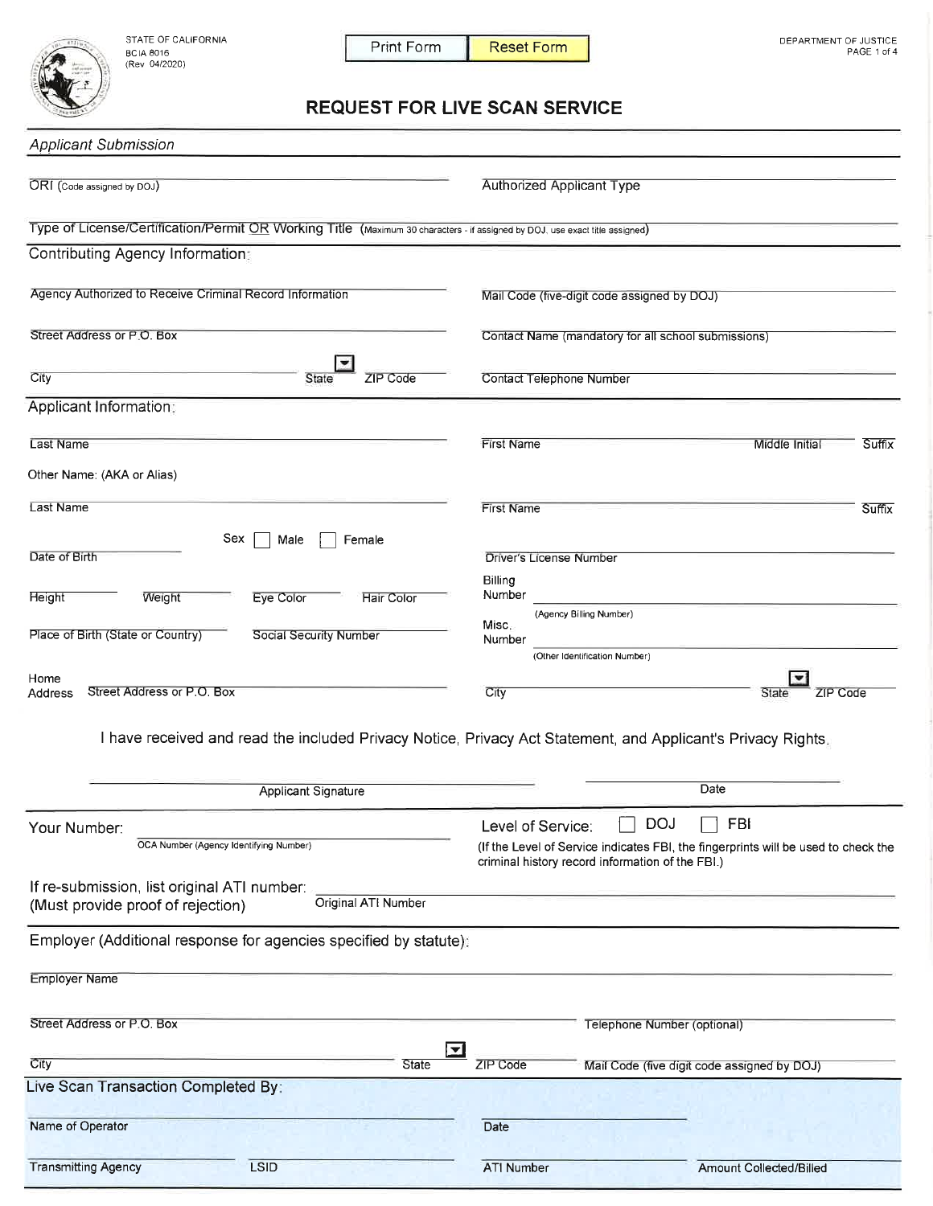STATE OF CALIFORNIA
BCIA 8016
(Rev 04/2020)

Print Form | Reset Form

DEPARTMENT OF JUSTICE

# REQUEST FOR LIVE SCAN SERVICE

## Applicant Submission

ORI (Code assigned by DOJ) ____________________ Authorized Applicant Type ____________________

Type of License/Certification/Permit OR Working Title (Maximum 30 characters - if assigned by DOJ, use exact title assigned) ____________________

## Contributing Agency Information:

Agency Authorized to Receive Criminal Record Information ____________________ Mail Code (five-digit code assigned by DOJ) ____________________

Street Address or P.O. Box ____________________ Contact Name (mandatory for all school submissions) ____________________

City ____________ State ______ ZIP Code ______ Contact Telephone Number ____________________

## Applicant Information:

Last Name ____________________ First Name ____________________ Middle Initial ______ Suffix ______

Other Name: (AKA or Alias)

Last Name ____________________ First Name ____________________ Suffix ______

Date of Birth ____________ Sex ☐ Male ☐ Female Driver's License Number ____________________

Height ______ Weight ______ Eye Color ______ Hair Color ______ Billing Number ____________________ (Agency Billing Number)

Place of Birth (State or Country) ____________ Social Security Number ____________ Misc. Number ____________________ (Other Identification Number)

Home Address Street Address or P.O. Box ____________________ City ____________ State ______ ZIP Code ______

I have received and read the included Privacy Notice, Privacy Act Statement, and Applicant's Privacy Rights.

______________________________ Applicant Signature ______________ Date

Your Number: ____________________ OCA Number (Agency Identifying Number)

Level of Service: ☐ DOJ ☐ FBI
(If the Level of Service indicates FBI, the fingerprints will be used to check the criminal history record information of the FBI.)

If re-submission, list original ATI number:
(Must provide proof of rejection) ____________________ Original ATI Number

## Employer (Additional response for agencies specified by statute):

Employer Name ____________________

Street Address or P.O. Box ____________________ Telephone Number (optional) ____________________

City ____________ State ______ ZIP Code ______ Mail Code (five digit code assigned by DOJ) ____________________

## Live Scan Transaction Completed By:

Name of Operator ____________________ Date ____________________

Transmitting Agency ____________ LSID ____________ ATI Number ____________ Amount Collected/Billed ____________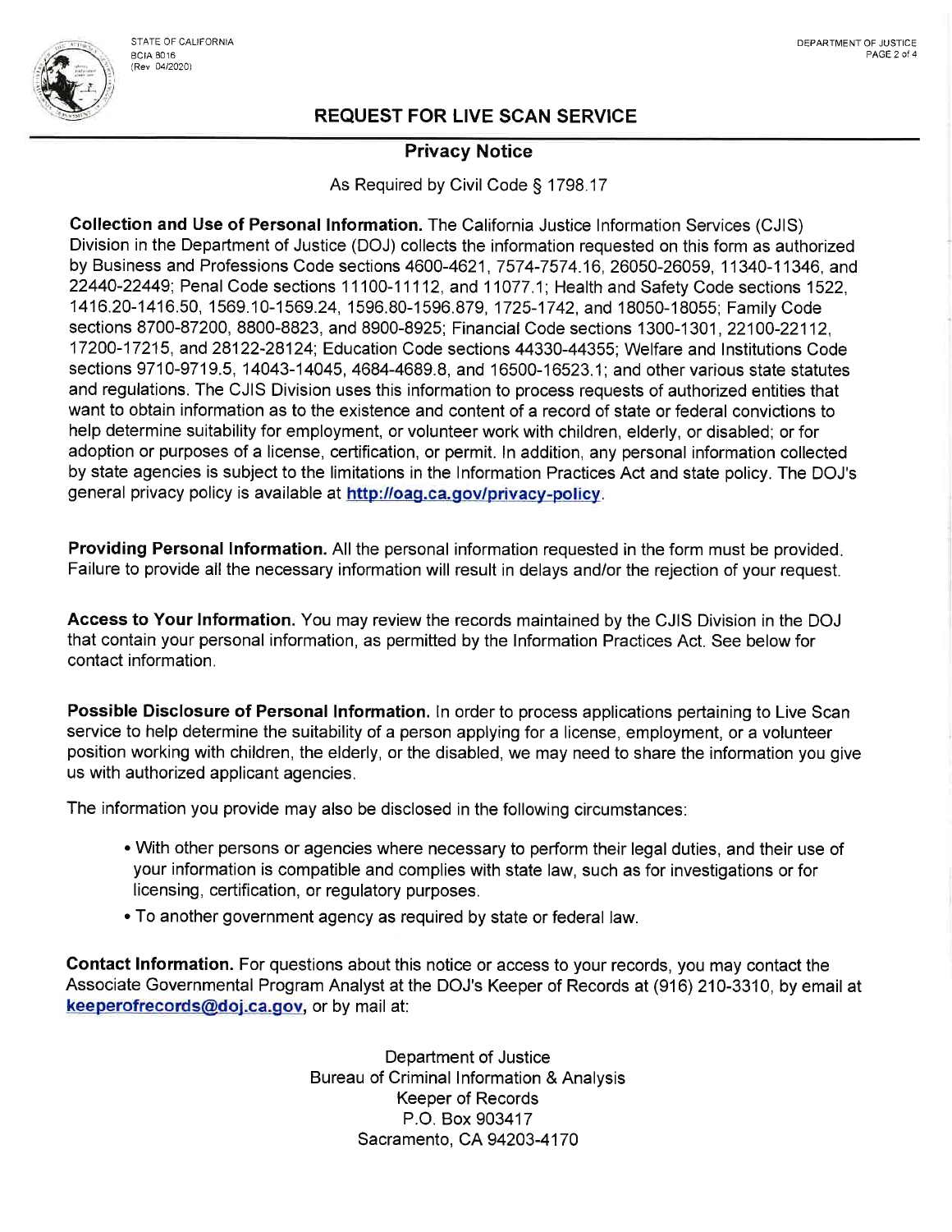STATE OF CALIFORNIA
BCIA 8016
(Rev 04/2020)

DEPARTMENT OF JUSTICE

## REQUEST FOR LIVE SCAN SERVICE

### Privacy Notice

As Required by Civil Code § 1798.17

**Collection and Use of Personal Information.** The California Justice Information Services (CJIS) Division in the Department of Justice (DOJ) collects the information requested on this form as authorized by Business and Professions Code sections 4600-4621, 7574-7574.16, 26050-26059, 11340-11346, and 22440-22449; Penal Code sections 11100-11112, and 11077.1; Health and Safety Code sections 1522, 1416.20-1416.50, 1569.10-1569.24, 1596.80-1596.879, 1725-1742, and 18050-18055; Family Code sections 8700-87200, 8800-8823, and 8900-8925; Financial Code sections 1300-1301, 22100-22112, 17200-17215, and 28122-28124; Education Code sections 44330-44355; Welfare and Institutions Code sections 9710-9719.5, 14043-14045, 4684-4689.8, and 16500-16523.1; and other various state statutes and regulations. The CJIS Division uses this information to process requests of authorized entities that want to obtain information as to the existence and content of a record of state or federal convictions to help determine suitability for employment, or volunteer work with children, elderly, or disabled; or for adoption or purposes of a license, certification, or permit. In addition, any personal information collected by state agencies is subject to the limitations in the Information Practices Act and state policy. The DOJ's general privacy policy is available at **http://oag.ca.gov/privacy-policy**.

**Providing Personal Information.** All the personal information requested in the form must be provided. Failure to provide all the necessary information will result in delays and/or the rejection of your request.

**Access to Your Information.** You may review the records maintained by the CJIS Division in the DOJ that contain your personal information, as permitted by the Information Practices Act. See below for contact information.

**Possible Disclosure of Personal Information.** In order to process applications pertaining to Live Scan service to help determine the suitability of a person applying for a license, employment, or a volunteer position working with children, the elderly, or the disabled, we may need to share the information you give us with authorized applicant agencies.

The information you provide may also be disclosed in the following circumstances:

- With other persons or agencies where necessary to perform their legal duties, and their use of your information is compatible and complies with state law, such as for investigations or for licensing, certification, or regulatory purposes.
- To another government agency as required by state or federal law.

**Contact Information.** For questions about this notice or access to your records, you may contact the Associate Governmental Program Analyst at the DOJ's Keeper of Records at (916) 210-3310, by email at **keeperofrecords@doj.ca.gov**, or by mail at:

Department of Justice
Bureau of Criminal Information & Analysis
Keeper of Records
P.O. Box 903417
Sacramento, CA 94203-4170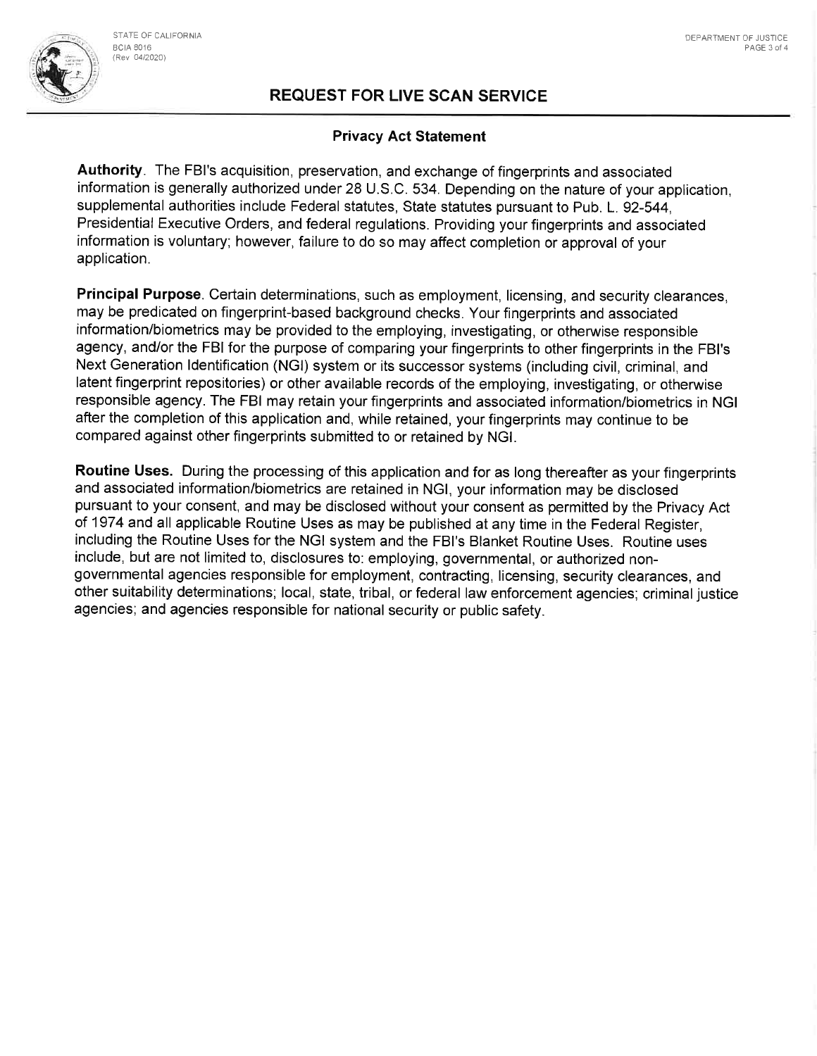# REQUEST FOR LIVE SCAN SERVICE

## Privacy Act Statement

**Authority**. The FBI's acquisition, preservation, and exchange of fingerprints and associated information is generally authorized under 28 U.S.C. 534. Depending on the nature of your application, supplemental authorities include Federal statutes, State statutes pursuant to Pub. L. 92-544, Presidential Executive Orders, and federal regulations. Providing your fingerprints and associated information is voluntary; however, failure to do so may affect completion or approval of your application.

**Principal Purpose**. Certain determinations, such as employment, licensing, and security clearances, may be predicated on fingerprint-based background checks. Your fingerprints and associated information/biometrics may be provided to the employing, investigating, or otherwise responsible agency, and/or the FBI for the purpose of comparing your fingerprints to other fingerprints in the FBI's Next Generation Identification (NGI) system or its successor systems (including civil, criminal, and latent fingerprint repositories) or other available records of the employing, investigating, or otherwise responsible agency. The FBI may retain your fingerprints and associated information/biometrics in NGI after the completion of this application and, while retained, your fingerprints may continue to be compared against other fingerprints submitted to or retained by NGI.

**Routine Uses.** During the processing of this application and for as long thereafter as your fingerprints and associated information/biometrics are retained in NGI, your information may be disclosed pursuant to your consent, and may be disclosed without your consent as permitted by the Privacy Act of 1974 and all applicable Routine Uses as may be published at any time in the Federal Register, including the Routine Uses for the NGI system and the FBI's Blanket Routine Uses. Routine uses include, but are not limited to, disclosures to: employing, governmental, or authorized non-governmental agencies responsible for employment, contracting, licensing, security clearances, and other suitability determinations; local, state, tribal, or federal law enforcement agencies; criminal justice agencies; and agencies responsible for national security or public safety.